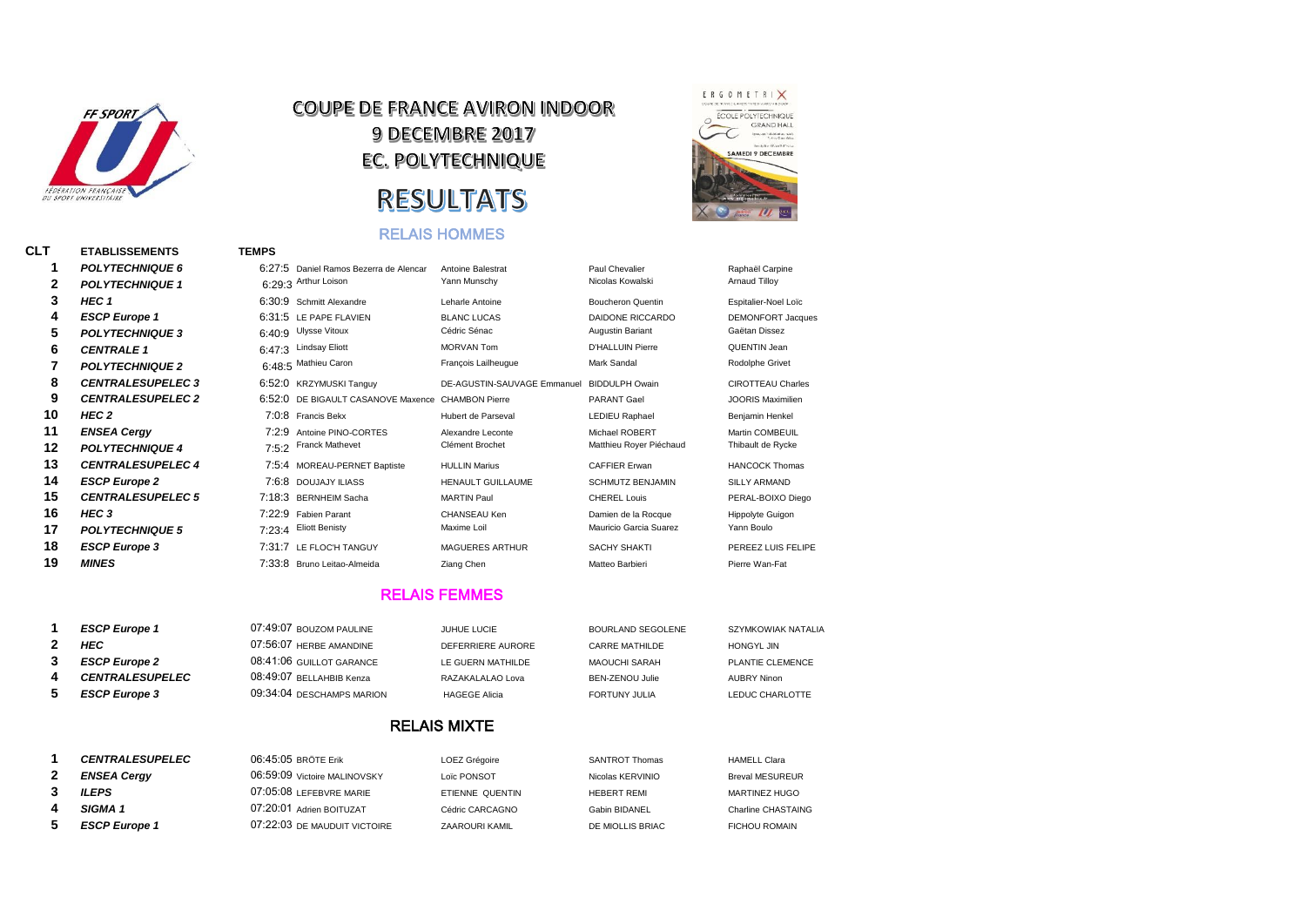# COUPE DE FRANCE AVIRON INDOOR

## 9 DECEMBRE 2017

## EC. POLYTECHNIQUE

# RESULTATS

### RELAIS HOMMES

| CLT | ETABLISSEMENTS | TEMPS | | | | |
|---|---|---|---|---|---|---|
| 1 | *POLYTECHNIQUE 6* | 6:27:5 | Daniel Ramos Bezerra de Alencar | Antoine Balestrat | Paul Chevalier | Raphaël Carpine |
| 2 | *POLYTECHNIQUE 1* | 6:29:3 | Arthur Loison | Yann Munschy | Nicolas Kowalski | Arnaud Tilloy |
| 3 | *HEC 1* | 6:30:9 | Schmitt Alexandre | Leharle Antoine | Boucheron Quentin | Espitalier-Noel Loïc |
| 4 | *ESCP Europe 1* | 6:31:5 | LE PAPE FLAVIEN | BLANC LUCAS | DAIDONE RICCARDO | DEMONFORT Jacques |
| 5 | *POLYTECHNIQUE 3* | 6:40:9 | Ulysse Vitoux | Cédric Sénac | Augustin Bariant | Gaëtan Dissez |
| 6 | *CENTRALE 1* | 6:47:3 | Lindsay Eliott | MORVAN Tom | D'HALLUIN Pierre | QUENTIN Jean |
| 7 | *POLYTECHNIQUE 2* | 6:48:5 | Mathieu Caron | François Lailheugue | Mark Sandal | Rodolphe Grivet |
| 8 | *CENTRALESUPELEC 3* | 6:52:0 | KRZYMUSKI Tanguy | DE-AGUSTIN-SAUVAGE Emmanuel | BIDDULPH Owain | CIROTTEAU Charles |
| 9 | *CENTRALESUPELEC 2* | 6:52:0 | DE BIGAULT CASANOVE Maxence | CHAMBON Pierre | PARANT Gael | JOORIS Maximilien |
| 10 | *HEC 2* | 7:0:8 | Francis Bekx | Hubert de Parseval | LEDIEU Raphael | Benjamin Henkel |
| 11 | *ENSEA Cergy* | 7:2:9 | Antoine PINO-CORTES | Alexandre Leconte | Michael ROBERT | Martin COMBEUIL |
| 12 | *POLYTECHNIQUE 4* | 7:5:2 | Franck Mathevet | Clément Brochet | Matthieu Royer Piéchaud | Thibault de Rycke |
| 13 | *CENTRALESUPELEC 4* | 7:5:4 | MOREAU-PERNET Baptiste | HULLIN Marius | CAFFIER Erwan | HANCOCK Thomas |
| 14 | *ESCP Europe 2* | 7:6:8 | DOUJAJY ILIASS | HENAULT GUILLAUME | SCHMUTZ BENJAMIN | SILLY ARMAND |
| 15 | *CENTRALESUPELEC 5* | 7:18:3 | BERNHEIM Sacha | MARTIN Paul | CHEREL Louis | PERAL-BOIXO Diego |
| 16 | *HEC 3* | 7:22:9 | Fabien Parant | CHANSEAU Ken | Damien de la Rocque | Hippolyte Guigon |
| 17 | *POLYTECHNIQUE 5* | 7:23:4 | Eliott Benisty | Maxime Loil | Mauricio Garcia Suarez | Yann Boulo |
| 18 | *ESCP Europe 3* | 7:31:7 | LE FLOC'H TANGUY | MAGUERES ARTHUR | SACHY SHAKTI | PEREEZ LUIS FELIPE |
| 19 | *MINES* | 7:33:8 | Bruno Leitao-Almeida | Ziang Chen | Matteo Barbieri | Pierre Wan-Fat |

### RELAIS FEMMES

| CLT | ETABLISSEMENTS | TEMPS | | | | |
|---|---|---|---|---|---|---|
| 1 | *ESCP Europe 1* | 07:49:07 | BOUZOM PAULINE | JUHUE LUCIE | BOURLAND SEGOLENE | SZYMKOWIAK NATALIA |
| 2 | *HEC* | 07:56:07 | HERBE AMANDINE | DEFERRIERE AURORE | CARRE MATHILDE | HONGYL JIN |
| 3 | *ESCP Europe 2* | 08:41:06 | GUILLOT GARANCE | LE GUERN MATHILDE | MAOUCHI SARAH | PLANTIE CLEMENCE |
| 4 | *CENTRALESUPELEC* | 08:49:07 | BELLAHBIB Kenza | RAZAKALALAO Lova | BEN-ZENOU Julie | AUBRY Ninon |
| 5 | *ESCP Europe 3* | 09:34:04 | DESCHAMPS MARION | HAGEGE Alicia | FORTUNY JULIA | LEDUC CHARLOTTE |

### RELAIS MIXTE

| CLT | ETABLISSEMENTS | TEMPS | | | | |
|---|---|---|---|---|---|---|
| 1 | *CENTRALESUPELEC* | 06:45:05 | BRÖTE Erik | LOEZ Grégoire | SANTROT Thomas | HAMELL Clara |
| 2 | *ENSEA Cergy* | 06:59:09 | Victoire MALINOVSKY | Loïc PONSOT | Nicolas KERVINIO | Breval MESUREUR |
| 3 | *ILEPS* | 07:05:08 | LEFEBVRE MARIE | ETIENNE QUENTIN | HEBERT REMI | MARTINEZ HUGO |
| 4 | *SIGMA 1* | 07:20:01 | Adrien BOITUZAT | Cédric CARCAGNO | Gabin BIDANEL | Charline CHASTAING |
| 5 | *ESCP Europe 1* | 07:22:03 | DE MAUDUIT VICTOIRE | ZAAROURI KAMIL | DE MIOLLIS BRIAC | FICHOU ROMAIN |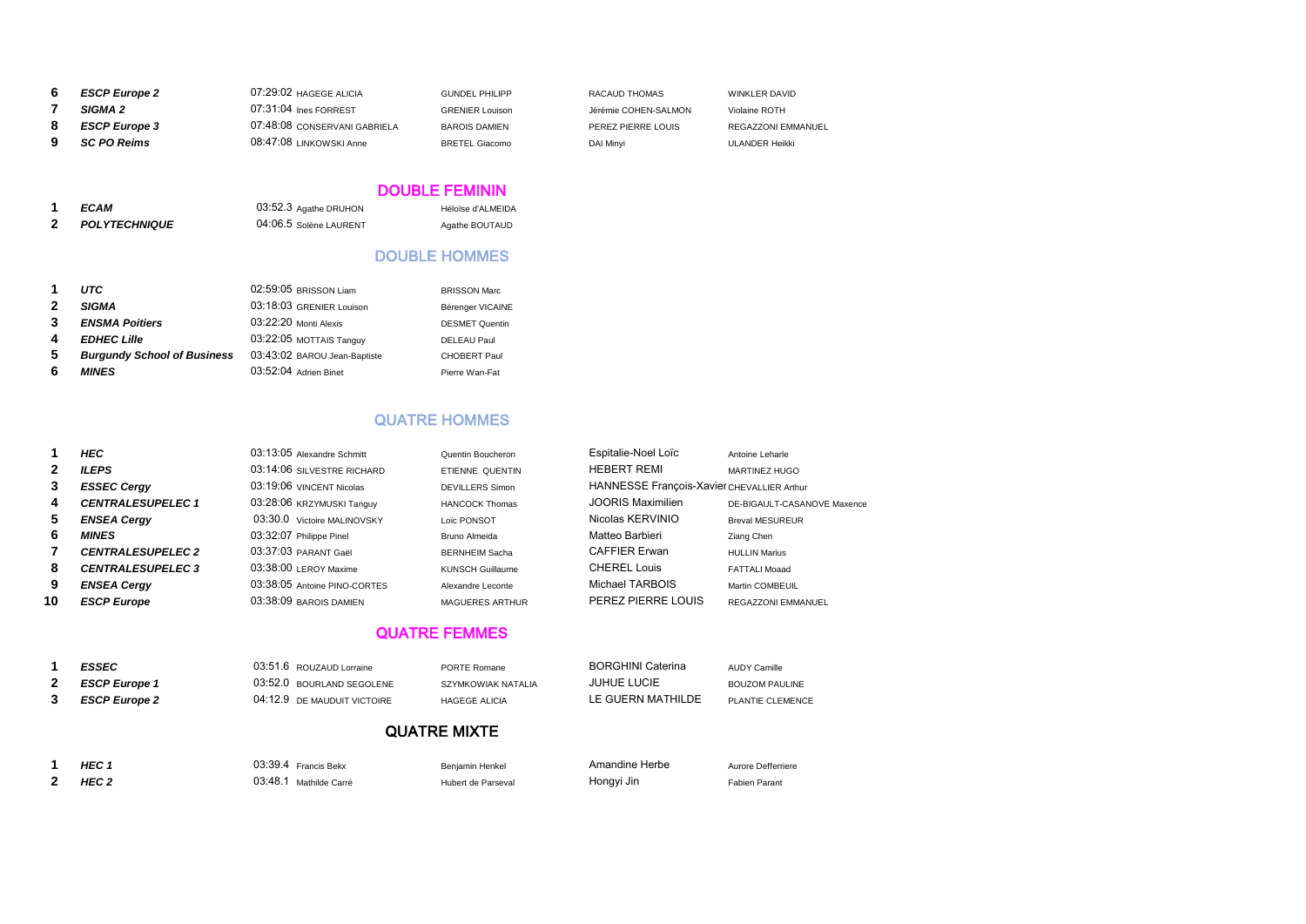| | | | | | | |
|---|---|---|---|---|---|---|
| 6 | ***ESCP Europe 2*** | 07:29:02 | HAGEGE ALICIA | GUNDEL PHILIPP | RACAUD THOMAS | WINKLER DAVID |
| 7 | ***SIGMA 2*** | 07:31:04 | Ines FORREST | GRENIER Louison | Jérémie COHEN-SALMON | Violaine ROTH |
| 8 | ***ESCP Europe 3*** | 07:48:08 | CONSERVANI GABRIELA | BAROIS DAMIEN | PEREZ PIERRE LOUIS | REGAZZONI EMMANUEL |
| 9 | ***SC PO Reims*** | 08:47:08 | LINKOWSKI Anne | BRETEL Giacomo | DAI Minyi | ULANDER Heikki |

## DOUBLE FEMININ

| | | | | |
|---|---|---|---|---|
| 1 | ***ECAM*** | 03:52.3 | Agathe DRUHON | Héloïse d'ALMEIDA |
| 2 | ***POLYTECHNIQUE*** | 04:06.5 | Solène LAURENT | Agathe BOUTAUD |

## DOUBLE HOMMES

| | | | | |
|---|---|---|---|---|
| 1 | ***UTC*** | 02:59:05 | BRISSON Liam | BRISSON Marc |
| 2 | ***SIGMA*** | 03:18:03 | GRENIER Louison | Bérenger VICAINE |
| 3 | ***ENSMA Poitiers*** | 03:22:20 | Monti Alexis | DESMET Quentin |
| 4 | ***EDHEC Lille*** | 03:22:05 | MOTTAIS Tanguy | DELEAU Paul |
| 5 | ***Burgundy School of Business*** | 03:43:02 | BAROU Jean-Baptiste | CHOBERT Paul |
| 6 | ***MINES*** | 03:52:04 | Adrien Binet | Pierre Wan-Fat |

## QUATRE HOMMES

| | | | | | | |
|---|---|---|---|---|---|---|
| 1 | ***HEC*** | 03:13:05 | Alexandre Schmitt | Quentin Boucheron | Espitalie-Noel Loïc | Antoine Leharle |
| 2 | ***ILEPS*** | 03:14:06 | SILVESTRE RICHARD | ETIENNE QUENTIN | HEBERT REMI | MARTINEZ HUGO |
| 3 | ***ESSEC Cergy*** | 03:19:06 | VINCENT Nicolas | DEVILLERS Simon | HANNESSE François-Xavier | CHEVALLIER Arthur |
| 4 | ***CENTRALESUPELEC 1*** | 03:28:06 | KRZYMUSKI Tanguy | HANCOCK Thomas | JOORIS Maximilien | DE-BIGAULT-CASANOVE Maxence |
| 5 | ***ENSEA Cergy*** | 03:30.0 | Victoire MALINOVSKY | Loïc PONSOT | Nicolas KERVINIO | Breval MESUREUR |
| 6 | ***MINES*** | 03:32:07 | Philippe Pinel | Bruno Almeida | Matteo Barbieri | Ziang Chen |
| 7 | ***CENTRALESUPELEC 2*** | 03:37:03 | PARANT Gaël | BERNHEIM Sacha | CAFFIER Erwan | HULLIN Marius |
| 8 | ***CENTRALESUPELEC 3*** | 03:38:00 | LEROY Maxime | KUNSCH Guillaume | CHEREL Louis | FATTALI Moaad |
| 9 | ***ENSEA Cergy*** | 03:38:05 | Antoine PINO-CORTES | Alexandre Leconte | Michael TARBOIS | Martin COMBEUIL |
| 10 | ***ESCP Europe*** | 03:38:09 | BAROIS DAMIEN | MAGUERES ARTHUR | PEREZ PIERRE LOUIS | REGAZZONI EMMANUEL |

## QUATRE FEMMES

| | | | | | | |
|---|---|---|---|---|---|---|
| 1 | ***ESSEC*** | 03:51.6 | ROUZAUD Lorraine | PORTE Romane | BORGHINI Caterina | AUDY Camille |
| 2 | ***ESCP Europe 1*** | 03:52.0 | BOURLAND SEGOLENE | SZYMKOWIAK NATALIA | JUHUE LUCIE | BOUZOM PAULINE |
| 3 | ***ESCP Europe 2*** | 04:12.9 | DE MAUDUIT VICTOIRE | HAGEGE ALICIA | LE GUERN MATHILDE | PLANTIE CLEMENCE |

## QUATRE MIXTE

| | | | | | | |
|---|---|---|---|---|---|---|
| 1 | ***HEC 1*** | 03:39.4 | Francis Bekx | Benjamin Henkel | Amandine Herbe | Aurore Defferriere |
| 2 | ***HEC 2*** | 03:48.1 | Mathilde Carré | Hubert de Parseval | Hongyi Jin | Fabien Parant |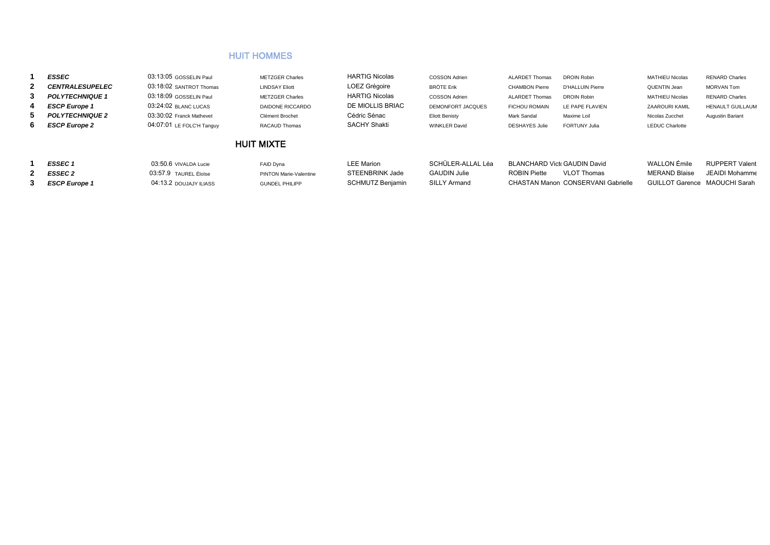## HUIT HOMMES

| | | | | | | | | | | |
|---|---|---|---|---|---|---|---|---|---|---|
| 1 | *ESSEC* | 03:13:05 | GOSSELIN Paul | METZGER Charles | HARTIG Nicolas | COSSON Adrien | ALARDET Thomas | DROIN Robin | MATHIEU Nicolas | RENARD Charles |
| 2 | *CENTRALESUPELEC* | 03:18:02 | SANTROT Thomas | LINDSAY Eliott | LOEZ Grégoire | BRÖTE Erik | CHAMBON Pierre | D'HALLUIN Pierre | QUENTIN Jean | MORVAN Tom |
| 3 | *POLYTECHNIQUE 1* | 03:18:09 | GOSSELIN Paul | METZGER Charles | HARTIG Nicolas | COSSON Adrien | ALARDET Thomas | DROIN Robin | MATHIEU Nicolas | RENARD Charles |
| 4 | *ESCP Europe 1* | 03:24:02 | BLANC LUCAS | DAIDONE RICCARDO | DE MIOLLIS BRIAC | DEMONFORT JACQUES | FICHOU ROMAIN | LE PAPE FLAVIEN | ZAAROURI KAMIL | HENAULT GUILLAUM |
| 5 | *POLYTECHNIQUE 2* | 03:30:02 | Franck Mathevet | Clément Brochet | Cédric Sénac | Eliott Benisty | Mark Sandal | Maxime Loil | Nicolas Zucchet | Augustin Bariant |
| 6 | *ESCP Europe 2* | 04:07:01 | LE FOLC'H Tanguy | RACAUD Thomas | SACHY Shakti | WINKLER David | DESHAYES Julie | FORTUNY Julia | LEDUC Charlotte | |

## HUIT MIXTE

| | | | | | | | | | | |
|---|---|---|---|---|---|---|---|---|---|---|
| 1 | *ESSEC 1* | 03:50.6 | VIVALDA Lucie | FAID Dyna | LEE Marion | SCHÜLER-ALLAL Léa | BLANCHARD Vict | GAUDIN David | WALLON Émile | RUPPERT Valent |
| 2 | *ESSEC 2* | 03:57.9 | TAUREL Éloïse | PINTON Marie-Valentine | STEENBRINK Jade | GAUDIN Julie | ROBIN Piette | VLOT Thomas | MERAND Blaise | JEAIDI Mohamme |
| 3 | *ESCP Europe 1* | 04:13.2 | DOUJAJY ILIASS | GUNDEL PHILIPP | SCHMUTZ Benjamin | SILLY Armand | CHASTAN Manon | CONSERVANI Gabrielle | GUILLOT Garence | MAOUCHI Sarah |